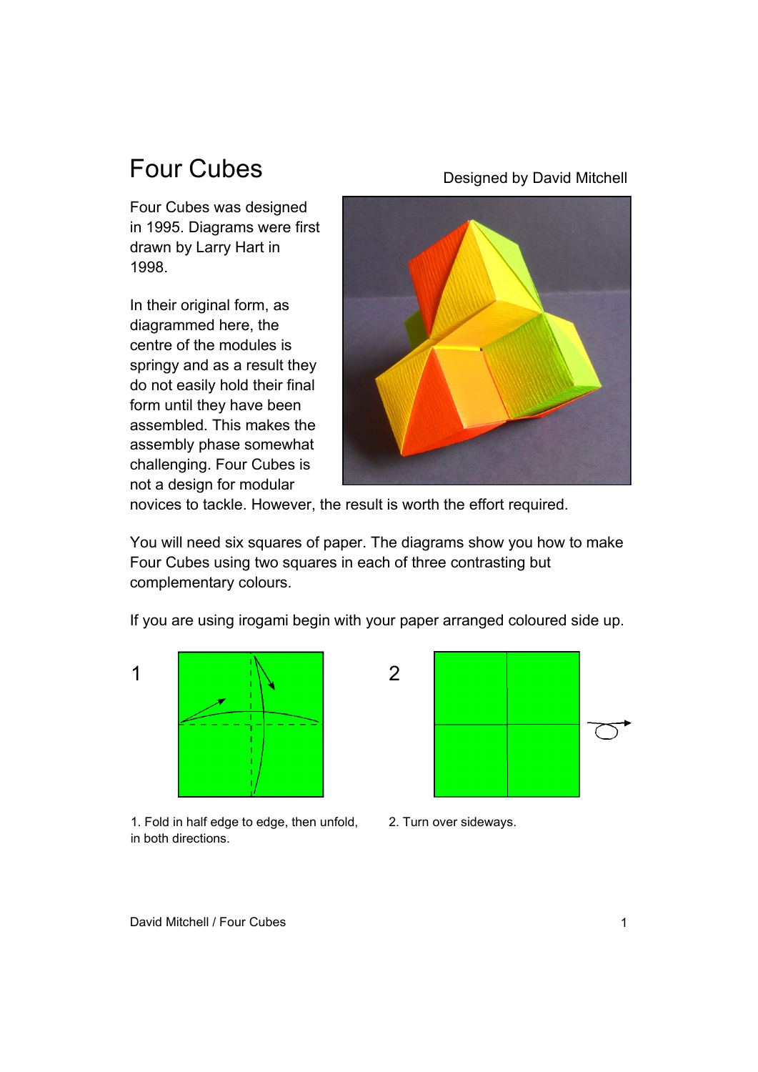# Four Cubes

Designed by David Mitchell

Four Cubes was designed in 1995. Diagrams were first drawn by Larry Hart in 1998.

In their original form, as diagrammed here, the centre of the modules is springy and as a result they do not easily hold their final form until they have been assembled. This makes the assembly phase somewhat challenging. Four Cubes is not a design for modular novices to tackle. However, the result is worth the effort required.

You will need six squares of paper. The diagrams show you how to make Four Cubes using two squares in each of three contrasting but complementary colours.

If you are using irogami begin with your paper arranged coloured side up.

1

1. Fold in half edge to edge, then unfold, in both directions.

2

2. Turn over sideways.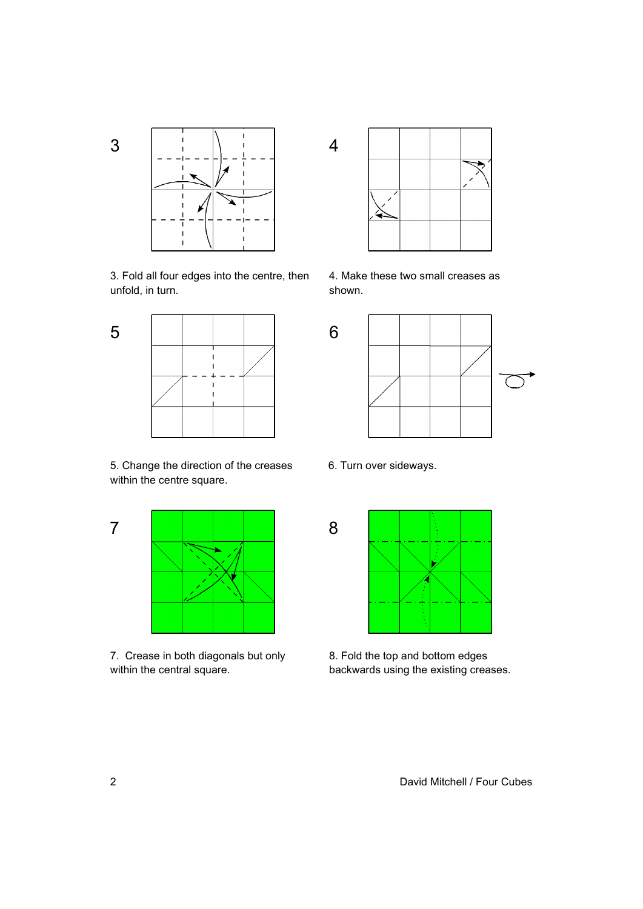3. Fold all four edges into the centre, then unfold, in turn.

4. Make these two small creases as shown.

5. Change the direction of the creases within the centre square.

6. Turn over sideways.

7. Crease in both diagonals but only within the central square.

8. Fold the top and bottom edges backwards using the existing creases.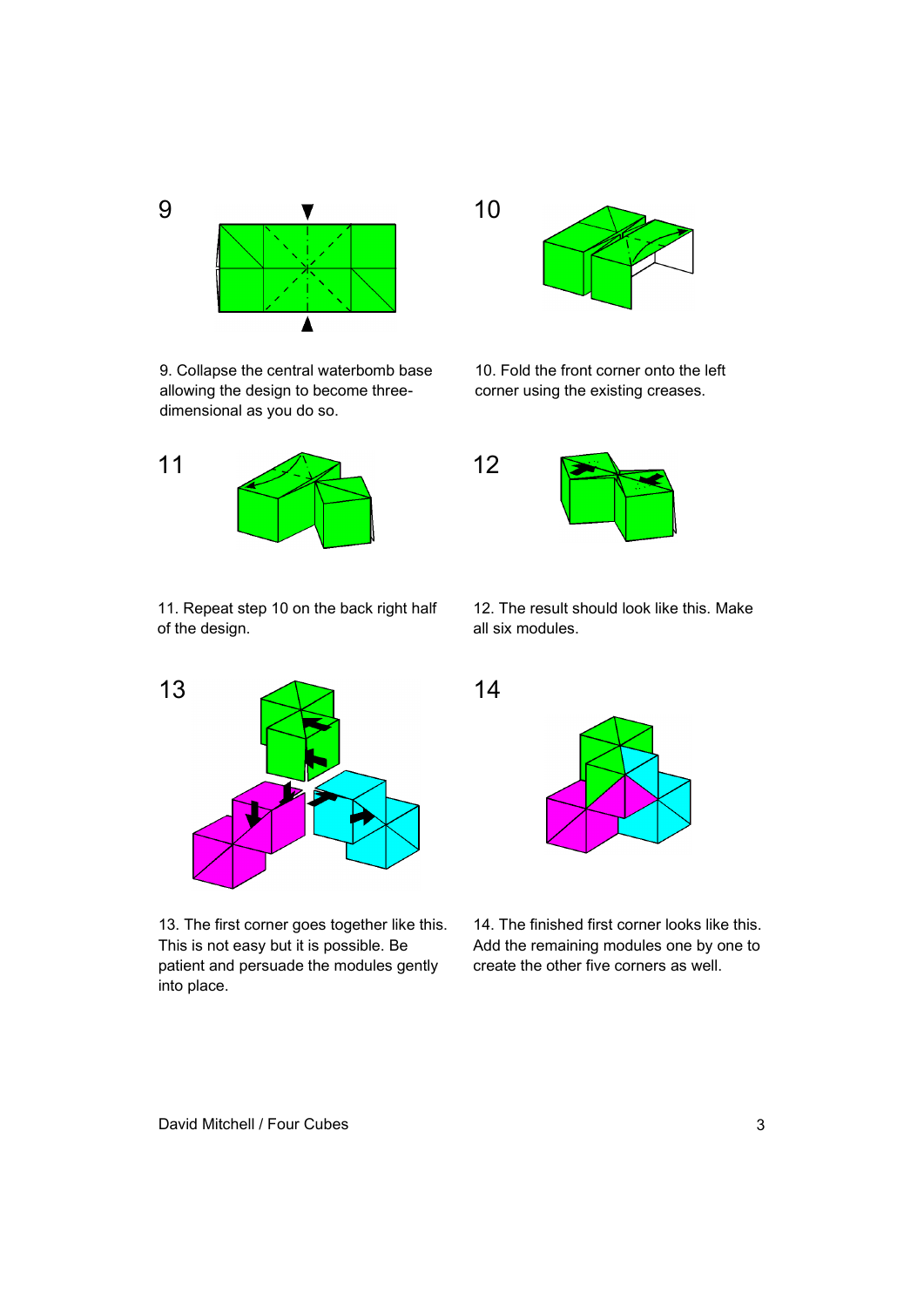9

9. Collapse the central waterbomb base allowing the design to become three-dimensional as you do so.

10

10. Fold the front corner onto the left corner using the existing creases.

11

11. Repeat step 10 on the back right half of the design.

12

12. The result should look like this. Make all six modules.

13

13. The first corner goes together like this. This is not easy but it is possible. Be patient and persuade the modules gently into place.

14

14. The finished first corner looks like this. Add the remaining modules one by one to create the other five corners as well.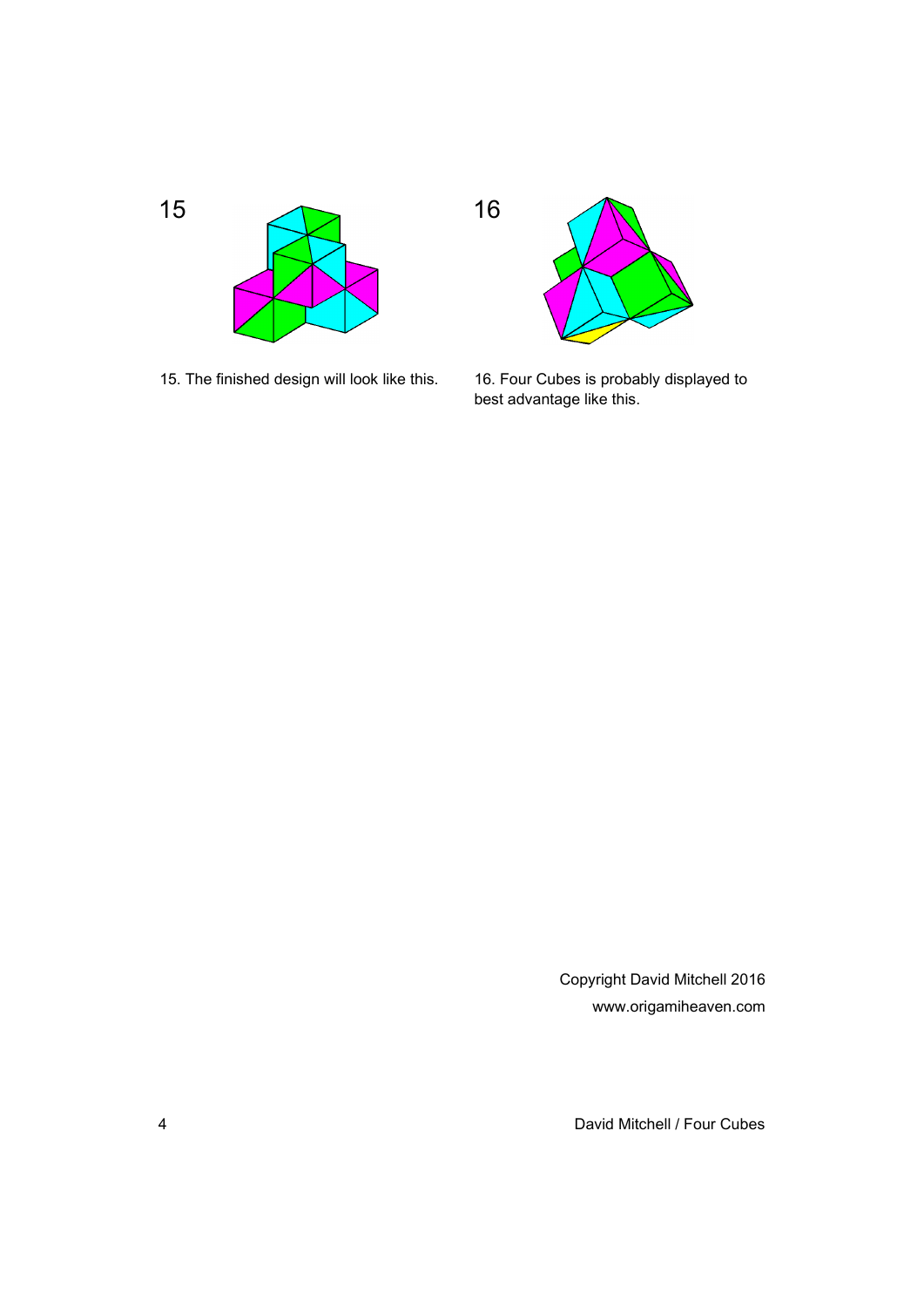15

16

15. The finished design will look like this.

16. Four Cubes is probably displayed to best advantage like this.

Copyright David Mitchell 2016
www.origamiheaven.com